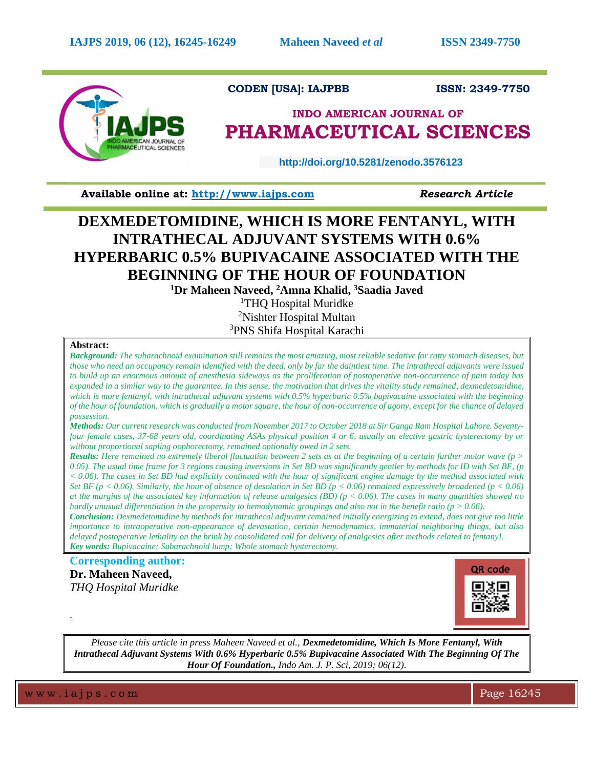CODEN [USA]: IAJPBB ISSN: 2349-7750

**INDO AMERICAN JOURNAL OF**

# PHARMACEUTICAL SCIENCES

http://doi.org/10.5281/zenodo.3576123

**Available online at: http://www.iajps.com** *Research Article*

# DEXMEDETOMIDINE, WHICH IS MORE FENTANYL, WITH INTRATHECAL ADJUVANT SYSTEMS WITH 0.6% HYPERBARIC 0.5% BUPIVACAINE ASSOCIATED WITH THE BEGINNING OF THE HOUR OF FOUNDATION

**[1]Dr Maheen Naveed, [2]Amna Khalid, [3]Saadia Javed**

[1]THQ Hospital Muridke

[2]Nishter Hospital Multan

[3]PNS Shifa Hospital Karachi

**Abstract:**

***Background:*** *The subarachnoid examination still remains the most amazing, most reliable sedative for ratty stomach diseases, but those who need an occupancy remain identified with the deed, only by far the daintiest time. The intrathecal adjuvants were issued to build up an enormous amount of anesthesia sideways as the proliferation of postoperative non-occurrence of pain today has expanded in a similar way to the guarantee. In this sense, the motivation that drives the vitality study remained, dexmedetomidine, which is more fentanyl, with intrathecal adjuvant systems with 0.5% hyperbaric 0.5% bupivacaine associated with the beginning of the hour of foundation, which is gradually a motor square, the hour of non-occurrence of agony, except for the chance of delayed possession.*

***Methods:*** *Our current research was conducted from November 2017 to October 2018 at Sir Ganga Ram Hospital Lahore. Seventy-four female cases, 37-68 years old, coordinating ASAs physical position 4 or 6, usually an elective gastric hysterectomy by or without proportional sapling oophorectomy, remained optionally owed in 2 sets.*

***Results:*** *Here remained no extremely liberal fluctuation between 2 sets as at the beginning of a certain further motor wave ($p > 0.05$). The usual time frame for 3 regions causing inversions in Set BD was significantly gentler by methods for ID with Set BF, ($p < 0.06$). The cases in Set BD had explicitly continued with the hour of significant engine damage by the method associated with Set BF ($p < 0.06$). Similarly, the hour of absence of desolation in Set BD ($p < 0.06$) remained expressively broadened ($p < 0.06$) at the margins of the associated key information of release analgesics (BD) ($p < 0.06$). The cases in many quantities showed no hardly unusual differentiation in the propensity to hemodynamic groupings and also not in the benefit ratio ($p > 0.06$).*

***Conclusion:*** *Dexmedetomidine by methods for intrathecal adjuvant remained initially energizing to extend, does not give too little importance to intraoperative non-appearance of devastation, certain hemodynamics, immaterial neighboring things, but also delayed postoperative lethality on the brink by consolidated call for delivery of analgesics after methods related to fentanyl.*

***Key words:*** *Bupivacaine; Subarachnoid lump; Whole stomach hysterectomy.*

**Corresponding author:**

**Dr. Maheen Naveed,**

*THQ Hospital Muridke*

QR code

*Please cite this article in press Maheen Naveed et al.,* ***Dexmedetomidine, Which Is More Fentanyl, With Intrathecal Adjuvant Systems With 0.6% Hyperbaric 0.5% Bupivacaine Associated With The Beginning Of The Hour Of Foundation.,*** *Indo Am. J. P. Sci, 2019; 06(12).*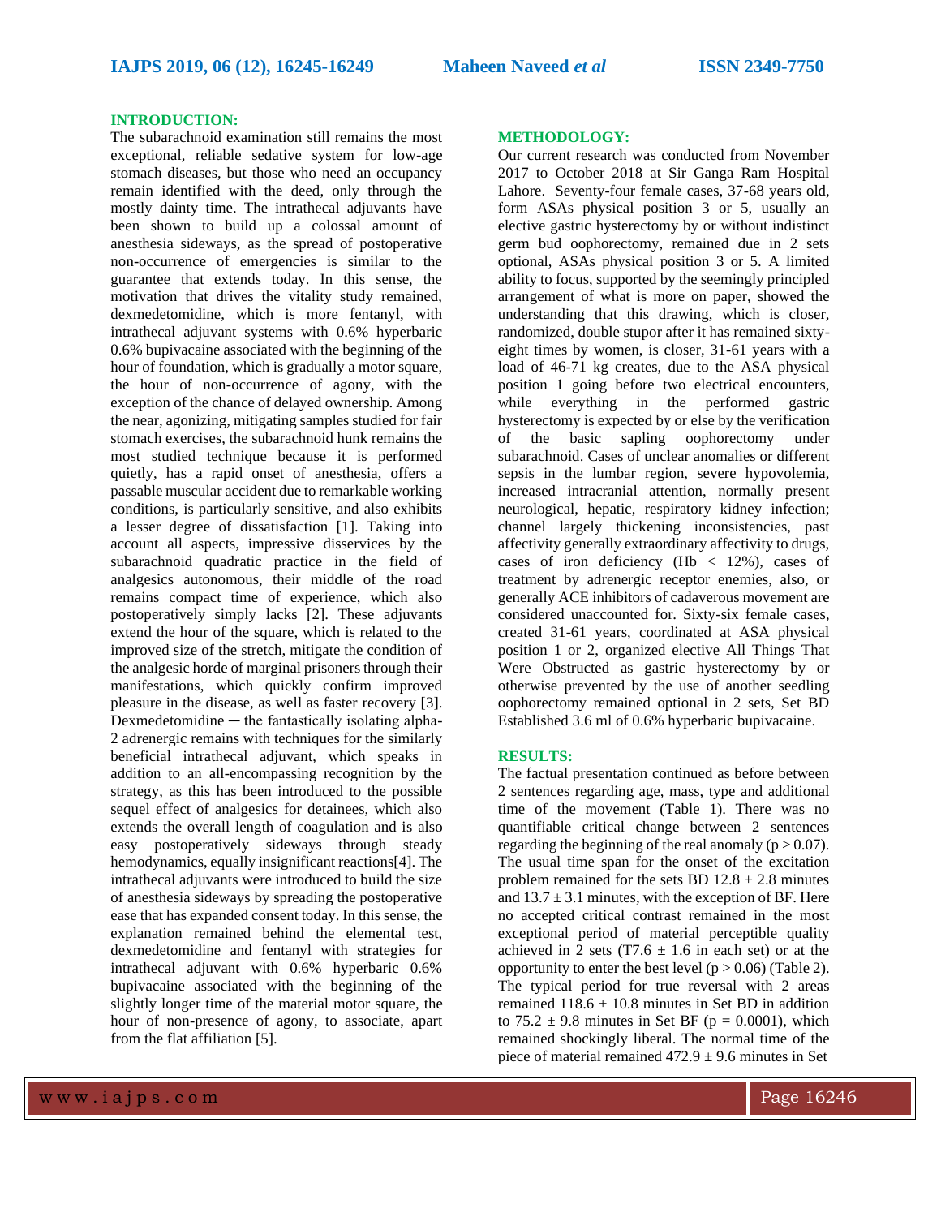## INTRODUCTION:

The subarachnoid examination still remains the most exceptional, reliable sedative system for low-age stomach diseases, but those who need an occupancy remain identified with the deed, only through the mostly dainty time. The intrathecal adjuvants have been shown to build up a colossal amount of anesthesia sideways, as the spread of postoperative non-occurrence of emergencies is similar to the guarantee that extends today. In this sense, the motivation that drives the vitality study remained, dexmedetomidine, which is more fentanyl, with intrathecal adjuvant systems with 0.6% hyperbaric 0.6% bupivacaine associated with the beginning of the hour of foundation, which is gradually a motor square, the hour of non-occurrence of agony, with the exception of the chance of delayed ownership. Among the near, agonizing, mitigating samples studied for fair stomach exercises, the subarachnoid hunk remains the most studied technique because it is performed quietly, has a rapid onset of anesthesia, offers a passable muscular accident due to remarkable working conditions, is particularly sensitive, and also exhibits a lesser degree of dissatisfaction [1]. Taking into account all aspects, impressive disservices by the subarachnoid quadratic practice in the field of analgesics autonomous, their middle of the road remains compact time of experience, which also postoperatively simply lacks [2]. These adjuvants extend the hour of the square, which is related to the improved size of the stretch, mitigate the condition of the analgesic horde of marginal prisoners through their manifestations, which quickly confirm improved pleasure in the disease, as well as faster recovery [3]. Dexmedetomidine ─ the fantastically isolating alpha-2 adrenergic remains with techniques for the similarly beneficial intrathecal adjuvant, which speaks in addition to an all-encompassing recognition by the strategy, as this has been introduced to the possible sequel effect of analgesics for detainees, which also extends the overall length of coagulation and is also easy postoperatively sideways through steady hemodynamics, equally insignificant reactions[4]. The intrathecal adjuvants were introduced to build the size of anesthesia sideways by spreading the postoperative ease that has expanded consent today. In this sense, the explanation remained behind the elemental test, dexmedetomidine and fentanyl with strategies for intrathecal adjuvant with 0.6% hyperbaric 0.6% bupivacaine associated with the beginning of the slightly longer time of the material motor square, the hour of non-presence of agony, to associate, apart from the flat affiliation [5].

## METHODOLOGY:

Our current research was conducted from November 2017 to October 2018 at Sir Ganga Ram Hospital Lahore. Seventy-four female cases, 37-68 years old, form ASAs physical position 3 or 5, usually an elective gastric hysterectomy by or without indistinct germ bud oophorectomy, remained due in 2 sets optional, ASAs physical position 3 or 5. A limited ability to focus, supported by the seemingly principled arrangement of what is more on paper, showed the understanding that this drawing, which is closer, randomized, double stupor after it has remained sixty-eight times by women, is closer, 31-61 years with a load of 46-71 kg creates, due to the ASA physical position 1 going before two electrical encounters, while everything in the performed gastric hysterectomy is expected by or else by the verification of the basic sapling oophorectomy under subarachnoid. Cases of unclear anomalies or different sepsis in the lumbar region, severe hypovolemia, increased intracranial attention, normally present neurological, hepatic, respiratory kidney infection; channel largely thickening inconsistencies, past affectivity generally extraordinary affectivity to drugs, cases of iron deficiency (Hb < 12%), cases of treatment by adrenergic receptor enemies, also, or generally ACE inhibitors of cadaverous movement are considered unaccounted for. Sixty-six female cases, created 31-61 years, coordinated at ASA physical position 1 or 2, organized elective All Things That Were Obstructed as gastric hysterectomy by or otherwise prevented by the use of another seedling oophorectomy remained optional in 2 sets, Set BD Established 3.6 ml of 0.6% hyperbaric bupivacaine.

## RESULTS:

The factual presentation continued as before between 2 sentences regarding age, mass, type and additional time of the movement (Table 1). There was no quantifiable critical change between 2 sentences regarding the beginning of the real anomaly ($p > 0.07$). The usual time span for the onset of the excitation problem remained for the sets BD $12.8 \pm 2.8$ minutes and $13.7 \pm 3.1$ minutes, with the exception of BF. Here no accepted critical contrast remained in the most exceptional period of material perceptible quality achieved in 2 sets (T7.6 $\pm$ 1.6 in each set) or at the opportunity to enter the best level ($p > 0.06$) (Table 2). The typical period for true reversal with 2 areas remained $118.6 \pm 10.8$ minutes in Set BD in addition to $75.2 \pm 9.8$ minutes in Set BF ($p = 0.0001$), which remained shockingly liberal. The normal time of the piece of material remained $472.9 \pm 9.6$ minutes in Set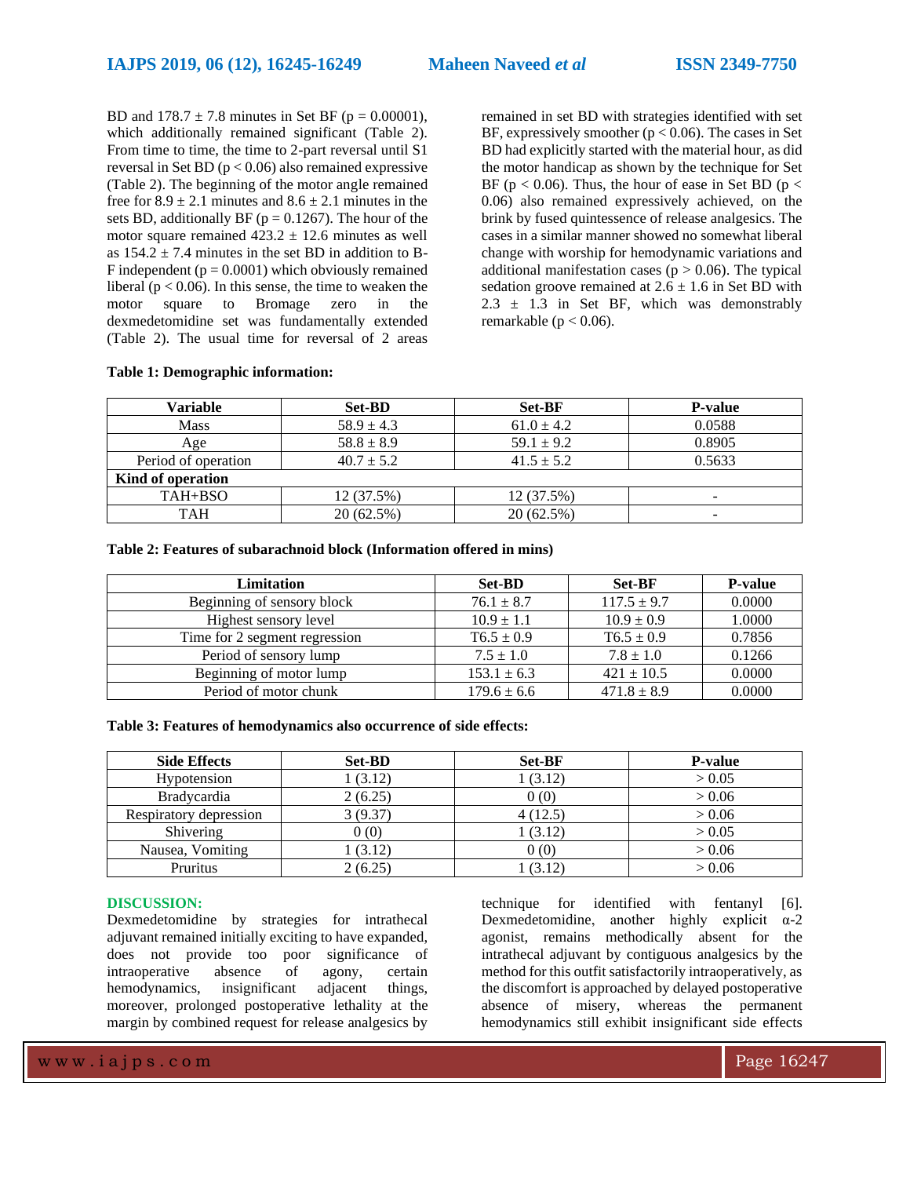BD and 178.7 ± 7.8 minutes in Set BF ($p = 0.00001$), which additionally remained significant (Table 2). From time to time, the time to 2-part reversal until S1 reversal in Set BD ($p < 0.06$) also remained expressive (Table 2). The beginning of the motor angle remained free for 8.9 ± 2.1 minutes and 8.6 ± 2.1 minutes in the sets BD, additionally BF ($p = 0.1267$). The hour of the motor square remained 423.2 ± 12.6 minutes as well as 154.2 ± 7.4 minutes in the set BD in addition to B-F independent ($p = 0.0001$) which obviously remained liberal ($p < 0.06$). In this sense, the time to weaken the motor square to Bromage zero in the dexmedetomidine set was fundamentally extended (Table 2). The usual time for reversal of 2 areas remained in set BD with strategies identified with set BF, expressively smoother ($p < 0.06$). The cases in Set BD had explicitly started with the material hour, as did the motor handicap as shown by the technique for Set BF ($p < 0.06$). Thus, the hour of ease in Set BD ($p < 0.06$) also remained expressively achieved, on the brink by fused quintessence of release analgesics. The cases in a similar manner showed no somewhat liberal change with worship for hemodynamic variations and additional manifestation cases ($p > 0.06$). The typical sedation groove remained at 2.6 ± 1.6 in Set BD with 2.3 ± 1.3 in Set BF, which was demonstrably remarkable ($p < 0.06$).

**Table 1: Demographic information:**

| Variable | Set-BD | Set-BF | P-value |
|---|---|---|---|
| Mass | 58.9 ± 4.3 | 61.0 ± 4.2 | 0.0588 |
| Age | 58.8 ± 8.9 | 59.1 ± 9.2 | 0.8905 |
| Period of operation | 40.7 ± 5.2 | 41.5 ± 5.2 | 0.5633 |
| **Kind of operation** | | | |
| TAH+BSO | 12 (37.5%) | 12 (37.5%) | - |
| TAH | 20 (62.5%) | 20 (62.5%) | - |

**Table 2: Features of subarachnoid block (Information offered in mins)**

| Limitation | Set-BD | Set-BF | P-value |
|---|---|---|---|
| Beginning of sensory block | 76.1 ± 8.7 | 117.5 ± 9.7 | 0.0000 |
| Highest sensory level | 10.9 ± 1.1 | 10.9 ± 0.9 | 1.0000 |
| Time for 2 segment regression | T6.5 ± 0.9 | T6.5 ± 0.9 | 0.7856 |
| Period of sensory lump | 7.5 ± 1.0 | 7.8 ± 1.0 | 0.1266 |
| Beginning of motor lump | 153.1 ± 6.3 | 421 ± 10.5 | 0.0000 |
| Period of motor chunk | 179.6 ± 6.6 | 471.8 ± 8.9 | 0.0000 |

**Table 3: Features of hemodynamics also occurrence of side effects:**

| Side Effects | Set-BD | Set-BF | P-value |
|---|---|---|---|
| Hypotension | 1 (3.12) | 1 (3.12) | > 0.05 |
| Bradycardia | 2 (6.25) | 0 (0) | > 0.06 |
| Respiratory depression | 3 (9.37) | 4 (12.5) | > 0.06 |
| Shivering | 0 (0) | 1 (3.12) | > 0.05 |
| Nausea, Vomiting | 1 (3.12) | 0 (0) | > 0.06 |
| Pruritus | 2 (6.25) | 1 (3.12) | > 0.06 |

## DISCUSSION:

Dexmedetomidine by strategies for intrathecal adjuvant remained initially exciting to have expanded, does not provide too poor significance of intraoperative absence of agony, certain hemodynamics, insignificant adjacent things, moreover, prolonged postoperative lethality at the margin by combined request for release analgesics by technique for identified with fentanyl [6]. Dexmedetomidine, another highly explicit α-2 agonist, remains methodically absent for the intrathecal adjuvant by contiguous analgesics by the method for this outfit satisfactorily intraoperatively, as the discomfort is approached by delayed postoperative absence of misery, whereas the permanent hemodynamics still exhibit insignificant side effects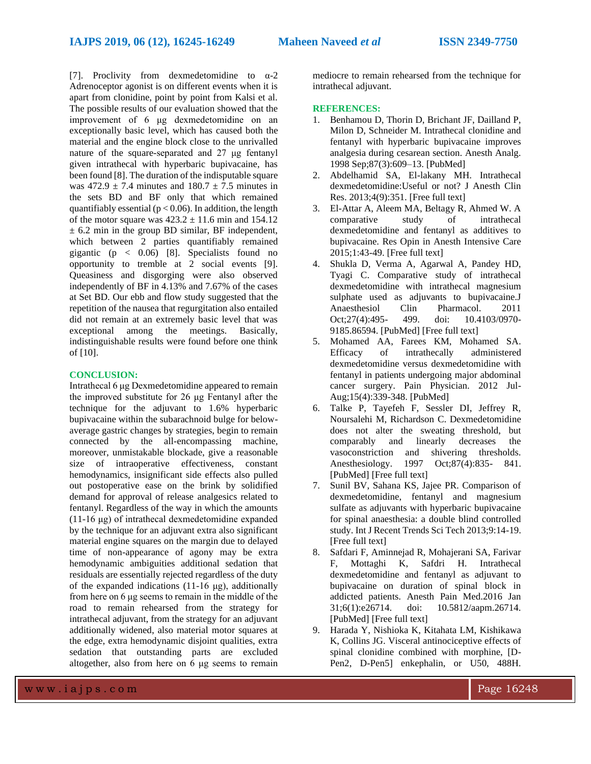[7]. Proclivity from dexmedetomidine to α-2 Adrenoceptor agonist is on different events when it is apart from clonidine, point by point from Kalsi et al. The possible results of our evaluation showed that the improvement of 6 μg dexmedetomidine on an exceptionally basic level, which has caused both the material and the engine block close to the unrivalled nature of the square-separated and 27 μg fentanyl given intrathecal with hyperbaric bupivacaine, has been found [8]. The duration of the indisputable square was 472.9 ± 7.4 minutes and 180.7 ± 7.5 minutes in the sets BD and BF only that which remained quantifiably essential ($p < 0.06$). In addition, the length of the motor square was 423.2 ± 11.6 min and 154.12 ± 6.2 min in the group BD similar, BF independent, which between 2 parties quantifiably remained gigantic ($p < 0.06$) [8]. Specialists found no opportunity to tremble at 2 social events [9]. Queasiness and disgorging were also observed independently of BF in 4.13% and 7.67% of the cases at Set BD. Our ebb and flow study suggested that the repetition of the nausea that regurgitation also entailed did not remain at an extremely basic level that was exceptional among the meetings. Basically, indistinguishable results were found before one think of [10].

## CONCLUSION:

Intrathecal 6 μg Dexmedetomidine appeared to remain the improved substitute for 26 μg Fentanyl after the technique for the adjuvant to 1.6% hyperbaric bupivacaine within the subarachnoid bulge for below-average gastric changes by strategies, begin to remain connected by the all-encompassing machine, moreover, unmistakable blockade, give a reasonable size of intraoperative effectiveness, constant hemodynamics, insignificant side effects also pulled out postoperative ease on the brink by solidified demand for approval of release analgesics related to fentanyl. Regardless of the way in which the amounts (11-16 μg) of intrathecal dexmedetomidine expanded by the technique for an adjuvant extra also significant material engine squares on the margin due to delayed time of non-appearance of agony may be extra hemodynamic ambiguities additional sedation that residuals are essentially rejected regardless of the duty of the expanded indications (11-16 μg), additionally from here on 6 μg seems to remain in the middle of the road to remain rehearsed from the strategy for intrathecal adjuvant, from the strategy for an adjuvant additionally widened, also material motor squares at the edge, extra hemodynamic disjoint qualities, extra sedation that outstanding parts are excluded altogether, also from here on 6 μg seems to remain mediocre to remain rehearsed from the technique for intrathecal adjuvant.

## REFERENCES:

1. Benhamou D, Thorin D, Brichant JF, Dailland P, Milon D, Schneider M. Intrathecal clonidine and fentanyl with hyperbaric bupivacaine improves analgesia during cesarean section. Anesth Analg. 1998 Sep;87(3):609–13. [PubMed]
2. Abdelhamid SA, El-lakany MH. Intrathecal dexmedetomidine:Useful or not? J Anesth Clin Res. 2013;4(9):351. [Free full text]
3. El-Attar A, Aleem MA, Beltagy R, Ahmed W. A comparative study of intrathecal dexmedetomidine and fentanyl as additives to bupivacaine. Res Opin in Anesth Intensive Care 2015;1:43-49. [Free full text]
4. Shukla D, Verma A, Agarwal A, Pandey HD, Tyagi C. Comparative study of intrathecal dexmedetomidine with intrathecal magnesium sulphate used as adjuvants to bupivacaine.J Anaesthesiol Clin Pharmacol. 2011 Oct;27(4):495- 499. doi: 10.4103/0970-9185.86594. [PubMed] [Free full text]
5. Mohamed AA, Farees KM, Mohamed SA. Efficacy of intrathecally administered dexmedetomidine versus dexmedetomidine with fentanyl in patients undergoing major abdominal cancer surgery. Pain Physician. 2012 Jul-Aug;15(4):339-348. [PubMed]
6. Talke P, Tayefeh F, Sessler DI, Jeffrey R, Noursalehi M, Richardson C. Dexmedetomidine does not alter the sweating threshold, but comparably and linearly decreases the vasoconstriction and shivering thresholds. Anesthesiology. 1997 Oct;87(4):835- 841. [PubMed] [Free full text]
7. Sunil BV, Sahana KS, Jajee PR. Comparison of dexmedetomidine, fentanyl and magnesium sulfate as adjuvants with hyperbaric bupivacaine for spinal anaesthesia: a double blind controlled study. Int J Recent Trends Sci Tech 2013;9:14-19. [Free full text]
8. Safdari F, Aminnejad R, Mohajerani SA, Farivar F, Mottaghi K, Safdri H. Intrathecal dexmedetomidine and fentanyl as adjuvant to bupivacaine on duration of spinal block in addicted patients. Anesth Pain Med.2016 Jan 31;6(1):e26714. doi: 10.5812/aapm.26714. [PubMed] [Free full text]
9. Harada Y, Nishioka K, Kitahata LM, Kishikawa K, Collins JG. Visceral antinociceptive effects of spinal clonidine combined with morphine, [D-Pen2, D-Pen5] enkephalin, or U50, 488H.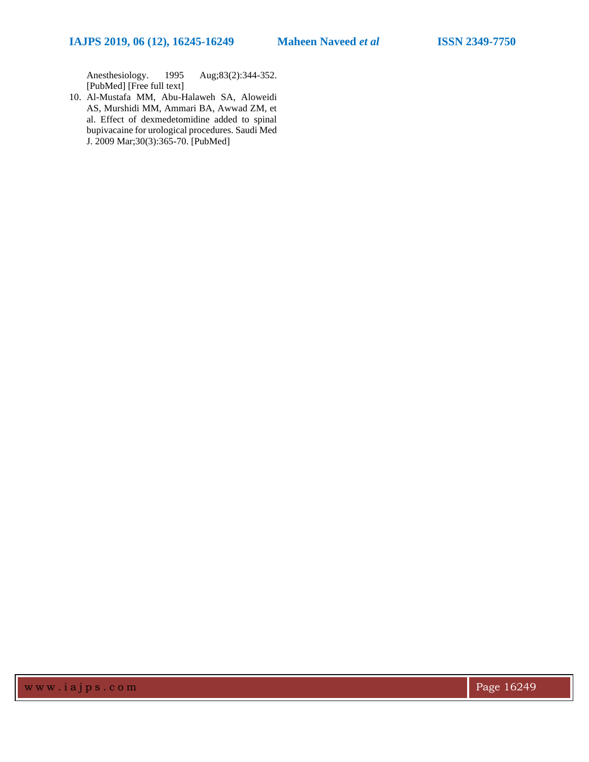Anesthesiology. 1995 Aug;83(2):344-352. [PubMed] [Free full text]

10. Al-Mustafa MM, Abu-Halaweh SA, Aloweidi AS, Murshidi MM, Ammari BA, Awwad ZM, et al. Effect of dexmedetomidine added to spinal bupivacaine for urological procedures. Saudi Med J. 2009 Mar;30(3):365-70. [PubMed]